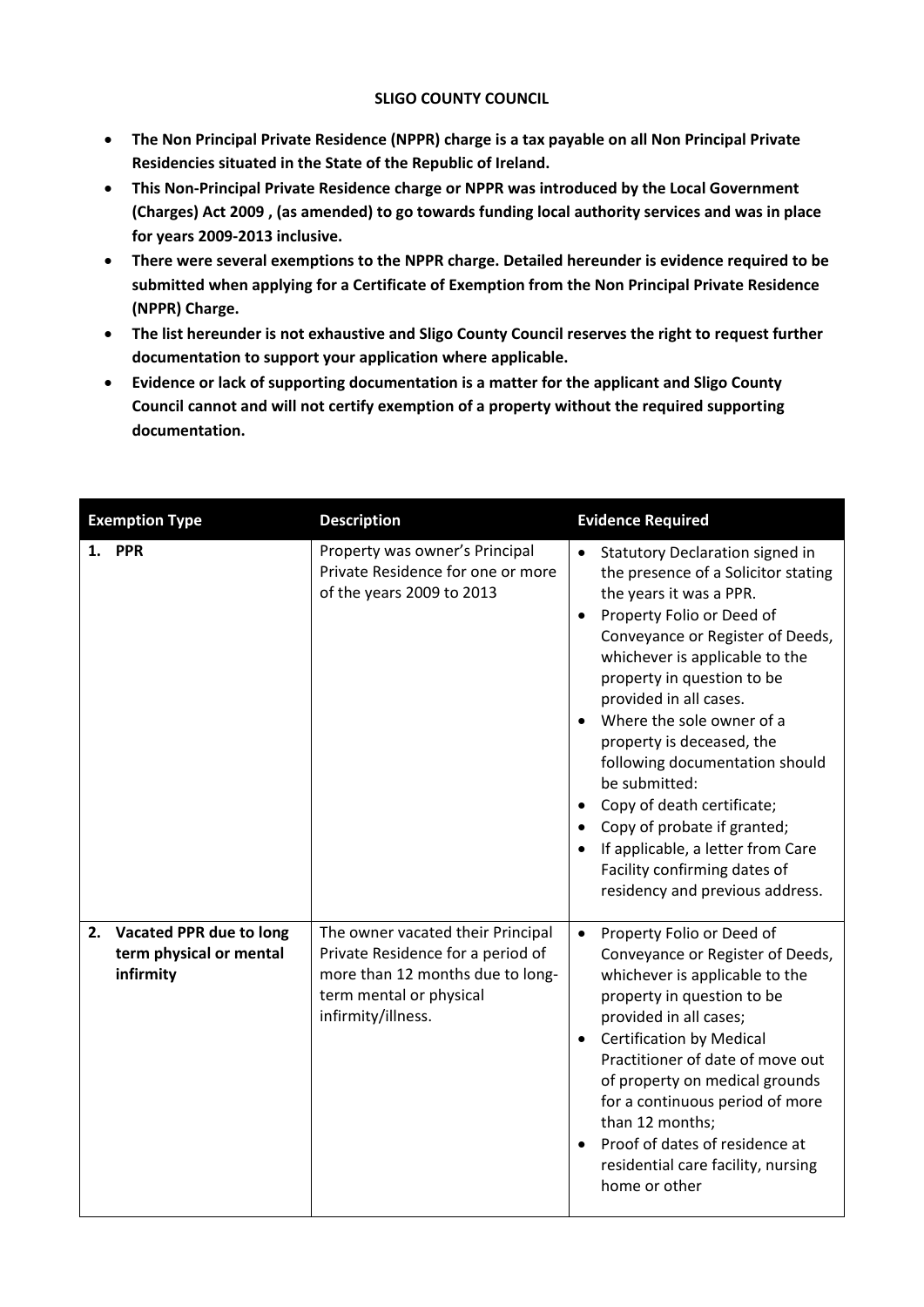**SLIGO COUNTY COUNCIL**

- **The Non Principal Private Residence (NPPR) charge is a tax payable on all Non Principal Private Residencies situated in the State of the Republic of Ireland.**
- **This Non-Principal Private Residence charge or NPPR was introduced by the Local Government (Charges) Act 2009 , (as amended) to go towards funding local authority services and was in place for years 2009-2013 inclusive.**
- **There were several exemptions to the NPPR charge. Detailed hereunder is evidence required to be submitted when applying for a Certificate of Exemption from the Non Principal Private Residence (NPPR) Charge.**
- **The list hereunder is not exhaustive and Sligo County Council reserves the right to request further documentation to support your application where applicable.**
- **Evidence or lack of supporting documentation is a matter for the applicant and Sligo County Council cannot and will not certify exemption of a property without the required supporting documentation.**

| Exemption Type | Description | Evidence Required |
|---|---|---|
| **1. PPR** | Property was owner's Principal Private Residence for one or more of the years 2009 to 2013 | • Statutory Declaration signed in the presence of a Solicitor stating the years it was a PPR.<br>• Property Folio or Deed of Conveyance or Register of Deeds, whichever is applicable to the property in question to be provided in all cases.<br>• Where the sole owner of a property is deceased, the following documentation should be submitted:<br>• Copy of death certificate;<br>• Copy of probate if granted;<br>• If applicable, a letter from Care Facility confirming dates of residency and previous address. |
| **2. Vacated PPR due to long term physical or mental infirmity** | The owner vacated their Principal Private Residence for a period of more than 12 months due to long-term mental or physical infirmity/illness. | • Property Folio or Deed of Conveyance or Register of Deeds, whichever is applicable to the property in question to be provided in all cases;<br>• Certification by Medical Practitioner of date of move out of property on medical grounds for a continuous period of more than 12 months;<br>• Proof of dates of residence at residential care facility, nursing home or other |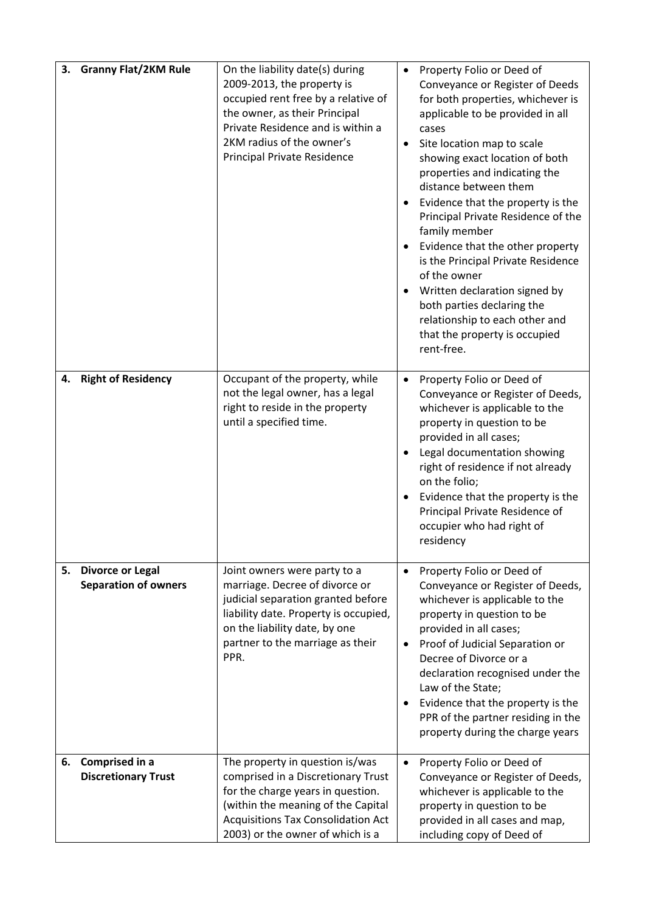| | | | |
|---|---|---|---|
| 3. | **Granny Flat/2KM Rule** | On the liability date(s) during 2009-2013, the property is occupied rent free by a relative of the owner, as their Principal Private Residence and is within a 2KM radius of the owner's Principal Private Residence | • Property Folio or Deed of Conveyance or Register of Deeds for both properties, whichever is applicable to be provided in all cases<br>• Site location map to scale showing exact location of both properties and indicating the distance between them<br>• Evidence that the property is the Principal Private Residence of the family member<br>• Evidence that the other property is the Principal Private Residence of the owner<br>• Written declaration signed by both parties declaring the relationship to each other and that the property is occupied rent-free. |
| 4. | **Right of Residency** | Occupant of the property, while not the legal owner, has a legal right to reside in the property until a specified time. | • Property Folio or Deed of Conveyance or Register of Deeds, whichever is applicable to the property in question to be provided in all cases;<br>• Legal documentation showing right of residence if not already on the folio;<br>• Evidence that the property is the Principal Private Residence of occupier who had right of residency |
| 5. | **Divorce or Legal Separation of owners** | Joint owners were party to a marriage. Decree of divorce or judicial separation granted before liability date. Property is occupied, on the liability date, by one partner to the marriage as their PPR. | • Property Folio or Deed of Conveyance or Register of Deeds, whichever is applicable to the property in question to be provided in all cases;<br>• Proof of Judicial Separation or Decree of Divorce or a declaration recognised under the Law of the State;<br>• Evidence that the property is the PPR of the partner residing in the property during the charge years |
| 6. | **Comprised in a Discretionary Trust** | The property in question is/was comprised in a Discretionary Trust for the charge years in question. (within the meaning of the Capital Acquisitions Tax Consolidation Act 2003) or the owner of which is a | • Property Folio or Deed of Conveyance or Register of Deeds, whichever is applicable to the property in question to be provided in all cases and map, including copy of Deed of |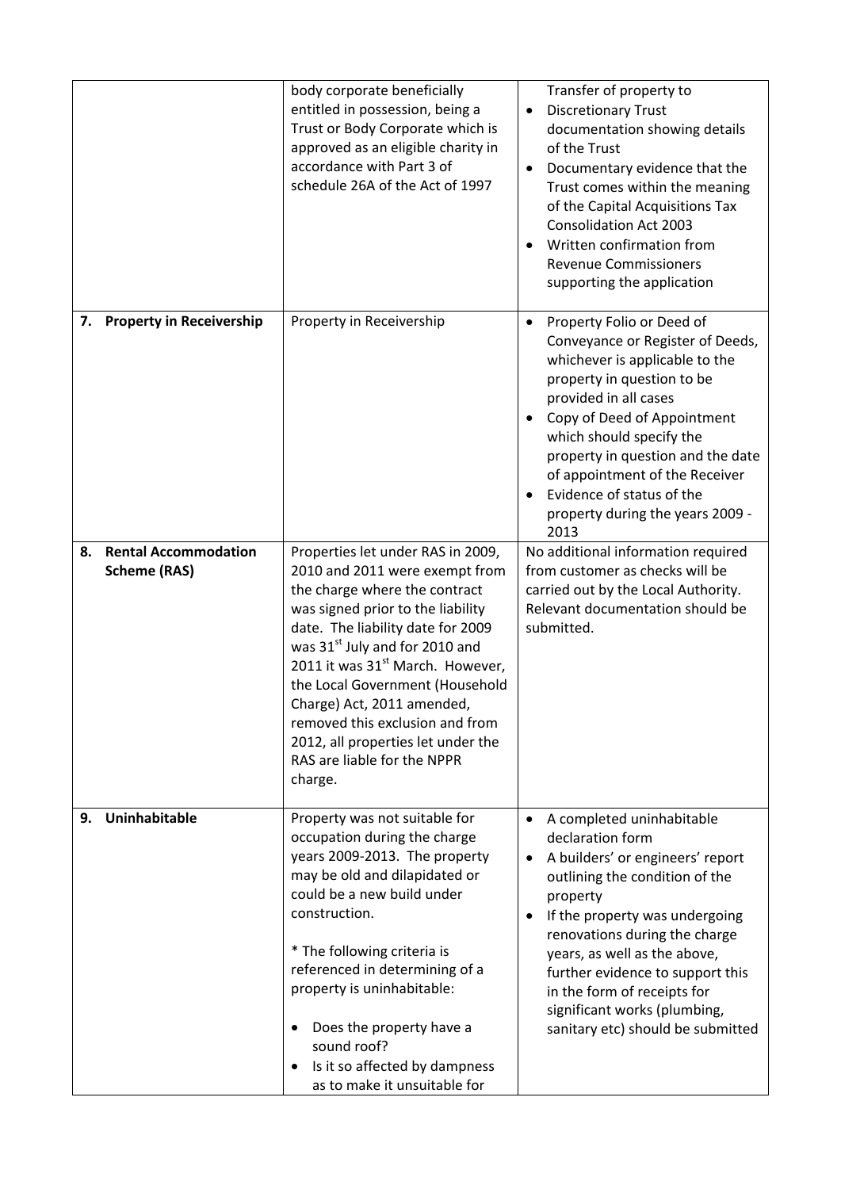| | | |
|---|---|---|
| | body corporate beneficially entitled in possession, being a Trust or Body Corporate which is approved as an eligible charity in accordance with Part 3 of schedule 26A of the Act of 1997 | Transfer of property to<br>• Discretionary Trust documentation showing details of the Trust<br>• Documentary evidence that the Trust comes within the meaning of the Capital Acquisitions Tax Consolidation Act 2003<br>• Written confirmation from Revenue Commissioners supporting the application |
| **7. Property in Receivership** | Property in Receivership | • Property Folio or Deed of Conveyance or Register of Deeds, whichever is applicable to the property in question to be provided in all cases<br>• Copy of Deed of Appointment which should specify the property in question and the date of appointment of the Receiver<br>• Evidence of status of the property during the years 2009 - 2013 |
| **8. Rental Accommodation Scheme (RAS)** | Properties let under RAS in 2009, 2010 and 2011 were exempt from the charge where the contract was signed prior to the liability date. The liability date for 2009 was 31st July and for 2010 and 2011 it was 31st March. However, the Local Government (Household Charge) Act, 2011 amended, removed this exclusion and from 2012, all properties let under the RAS are liable for the NPPR charge. | No additional information required from customer as checks will be carried out by the Local Authority. Relevant documentation should be submitted. |
| **9. Uninhabitable** | Property was not suitable for occupation during the charge years 2009-2013. The property may be old and dilapidated or could be a new build under construction.<br><br>* The following criteria is referenced in determining of a property is uninhabitable:<br><br>• Does the property have a sound roof?<br>• Is it so affected by dampness as to make it unsuitable for | • A completed uninhabitable declaration form<br>• A builders' or engineers' report outlining the condition of the property<br>• If the property was undergoing renovations during the charge years, as well as the above, further evidence to support this in the form of receipts for significant works (plumbing, sanitary etc) should be submitted |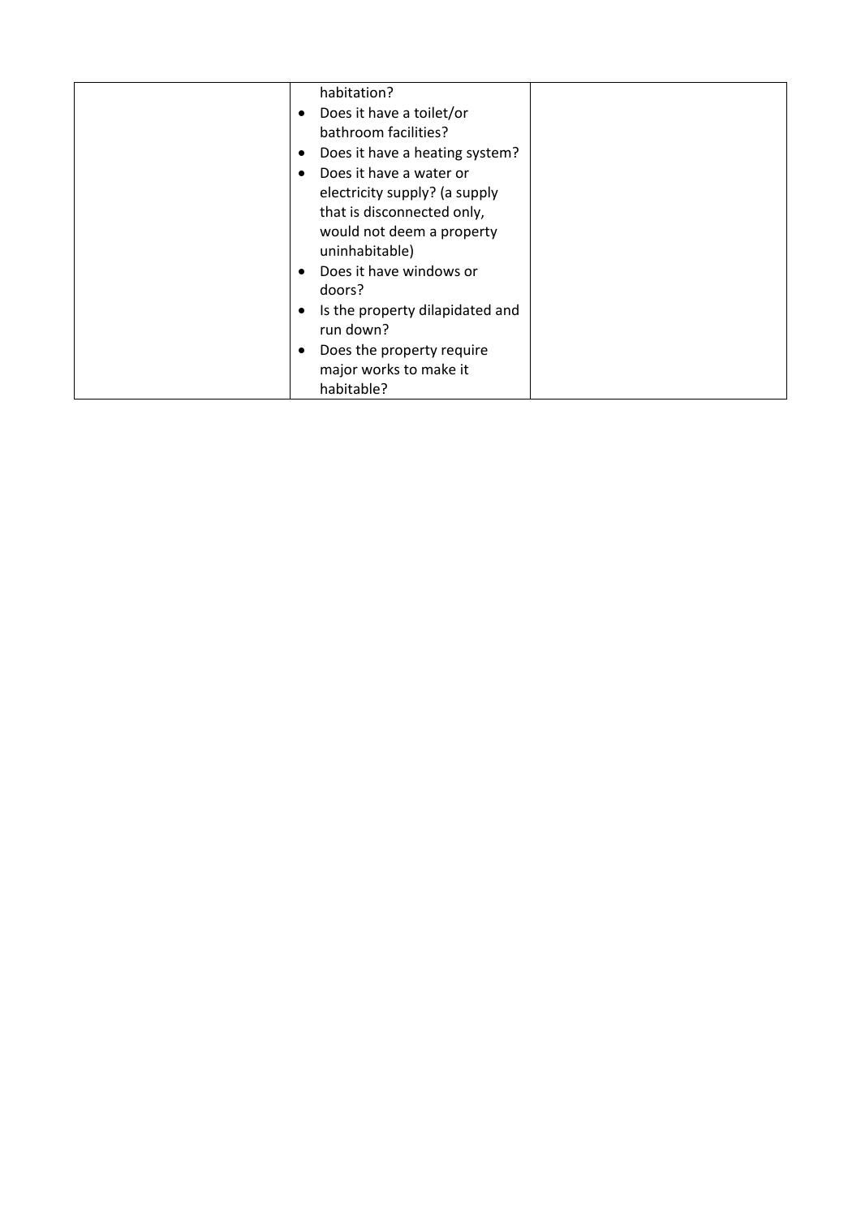| | | |
|---|---|---|
| | habitation?<br>• Does it have a toilet/or bathroom facilities?<br>• Does it have a heating system?<br>• Does it have a water or electricity supply? (a supply that is disconnected only, would not deem a property uninhabitable)<br>• Does it have windows or doors?<br>• Is the property dilapidated and run down?<br>• Does the property require major works to make it habitable? | |